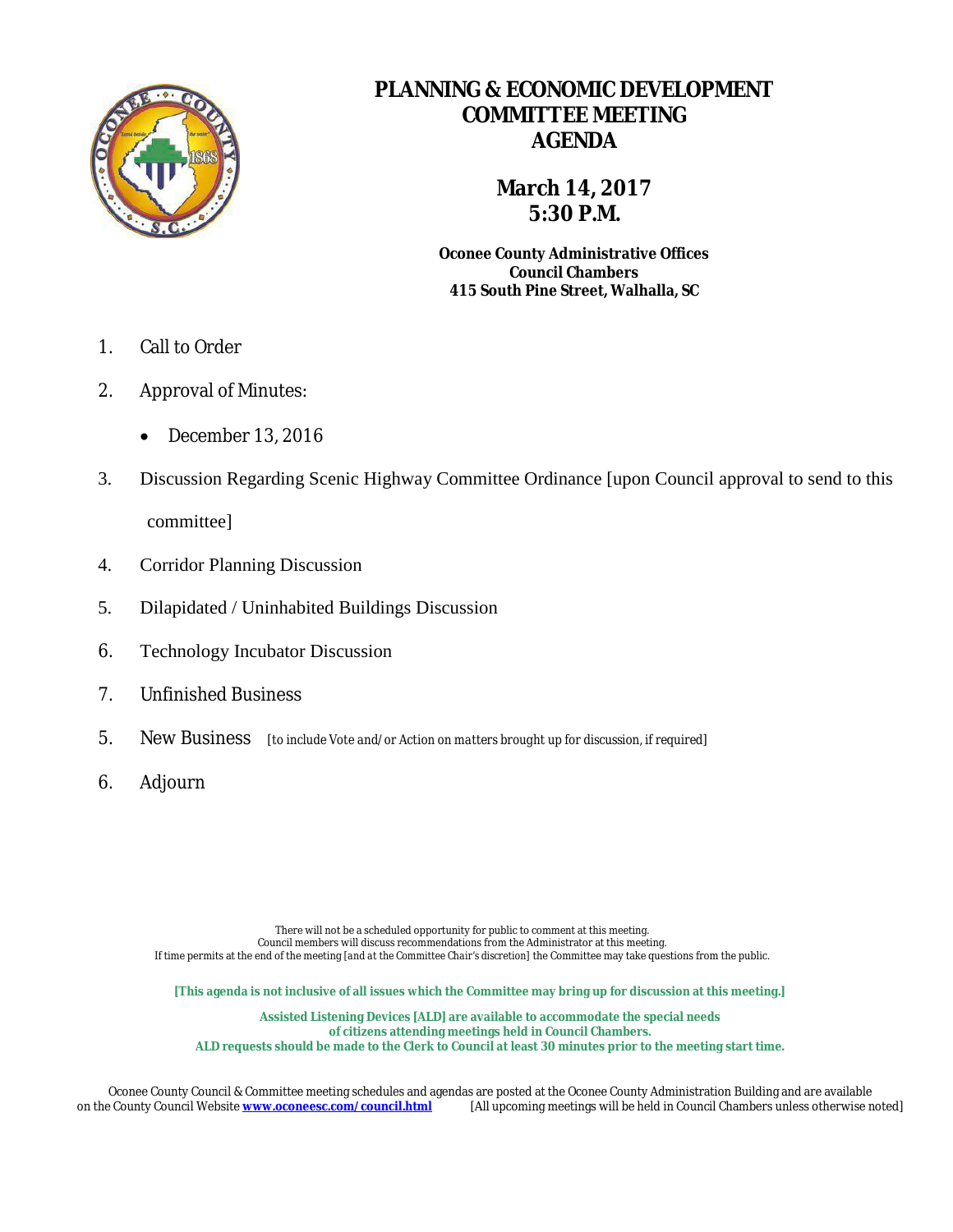# PLANNING & ECONOMIC DEVELOPMENT COMMITTEE MEETING AGENDA

## March 14, 2017
## 5:30 P.M.

**Oconee County Administrative Offices**
**Council Chambers**
**415 South Pine Street, Walhalla, SC**

1. Call to Order
2. Approval of Minutes:
   - December 13, 2016
3. Discussion Regarding Scenic Highway Committee Ordinance [upon Council approval to send to this committee]
4. Corridor Planning Discussion
5. Dilapidated / Uninhabited Buildings Discussion
6. Technology Incubator Discussion
7. Unfinished Business

5. New Business *[to include Vote and/or Action on matters brought up for discussion, if required]*

6. Adjourn

There will not be a scheduled opportunity for public to comment at this meeting.
Council members will discuss recommendations from the Administrator at this meeting.
If time permits at the end of the meeting [and at the Committee Chair's discretion] the Committee may take questions from the public.

**[This agenda is not inclusive of all issues which the Committee may bring up for discussion at this meeting.]**

**Assisted Listening Devices [ALD] are available to accommodate the special needs of citizens attending meetings held in Council Chambers.**
**ALD requests should be made to the Clerk to Council at least 30 minutes prior to the meeting start time.**

Oconee County Council & Committee meeting schedules and agendas are posted at the Oconee County Administration Building and are available on the County Council Website **www.oconeesc.com/council.html** [All upcoming meetings will be held in Council Chambers unless otherwise noted]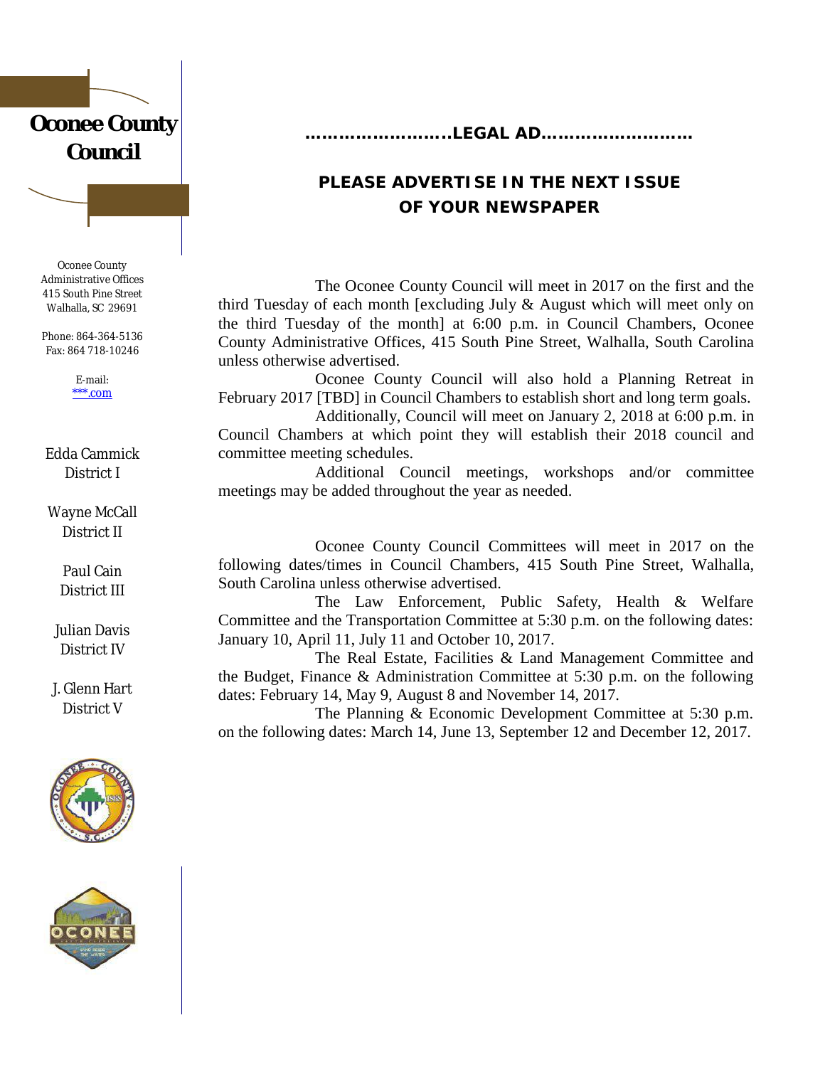# Oconee County Council

Oconee County
Administrative Offices
415 South Pine Street
Walhalla, SC 29691

Phone: 864-364-5136
Fax: 864 718-10246

E-mail:
***.com

Edda Cammick
District I

Wayne McCall
District II

Paul Cain
District III

Julian Davis
District IV

J. Glenn Hart
District V

**……………………..LEGAL AD……………………..**

**PLEASE ADVERTISE IN THE NEXT ISSUE OF YOUR NEWSPAPER**

The Oconee County Council will meet in 2017 on the first and the third Tuesday of each month [excluding July & August which will meet only on the third Tuesday of the month] at 6:00 p.m. in Council Chambers, Oconee County Administrative Offices, 415 South Pine Street, Walhalla, South Carolina unless otherwise advertised.

Oconee County Council will also hold a Planning Retreat in February 2017 [TBD] in Council Chambers to establish short and long term goals.

Additionally, Council will meet on January 2, 2018 at 6:00 p.m. in Council Chambers at which point they will establish their 2018 council and committee meeting schedules.

Additional Council meetings, workshops and/or committee meetings may be added throughout the year as needed.

Oconee County Council Committees will meet in 2017 on the following dates/times in Council Chambers, 415 South Pine Street, Walhalla, South Carolina unless otherwise advertised.

The Law Enforcement, Public Safety, Health & Welfare Committee and the Transportation Committee at 5:30 p.m. on the following dates: January 10, April 11, July 11 and October 10, 2017.

The Real Estate, Facilities & Land Management Committee and the Budget, Finance & Administration Committee at 5:30 p.m. on the following dates: February 14, May 9, August 8 and November 14, 2017.

The Planning & Economic Development Committee at 5:30 p.m. on the following dates: March 14, June 13, September 12 and December 12, 2017.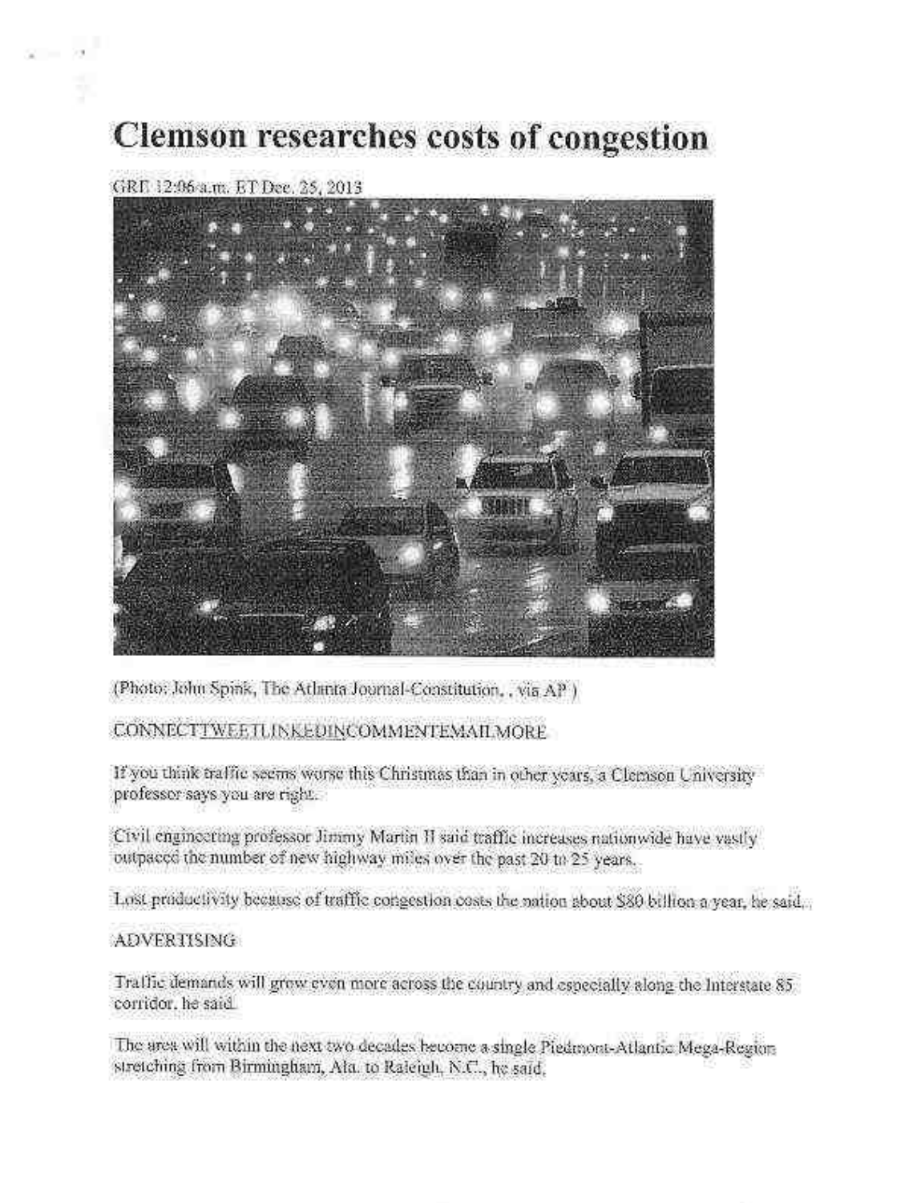# Clemson researches costs of congestion

GRE 12:06 a.m. ET Dec. 25, 2013

(Photo: John Spink, The Atlanta Journal-Constitution, , via AP )

CONNECTTWEETLINKEDINCOMMENTEMAILMORE

If you think traffic seems worse this Christmas than in other years, a Clemson University professor says you are right.

Civil engineering professor Jimmy Martin II said traffic increases nationwide have vastly outpaced the number of new highway miles over the past 20 to 25 years.

Lost productivity because of traffic congestion costs the nation about $80 billion a year, he said.

ADVERTISING

Traffic demands will grow even more across the country and especially along the Interstate 85 corridor, he said.

The area will within the next two decades become a single Piedmont-Atlantic Mega-Region stretching from Birmingham, Ala. to Raleigh, N.C., he said.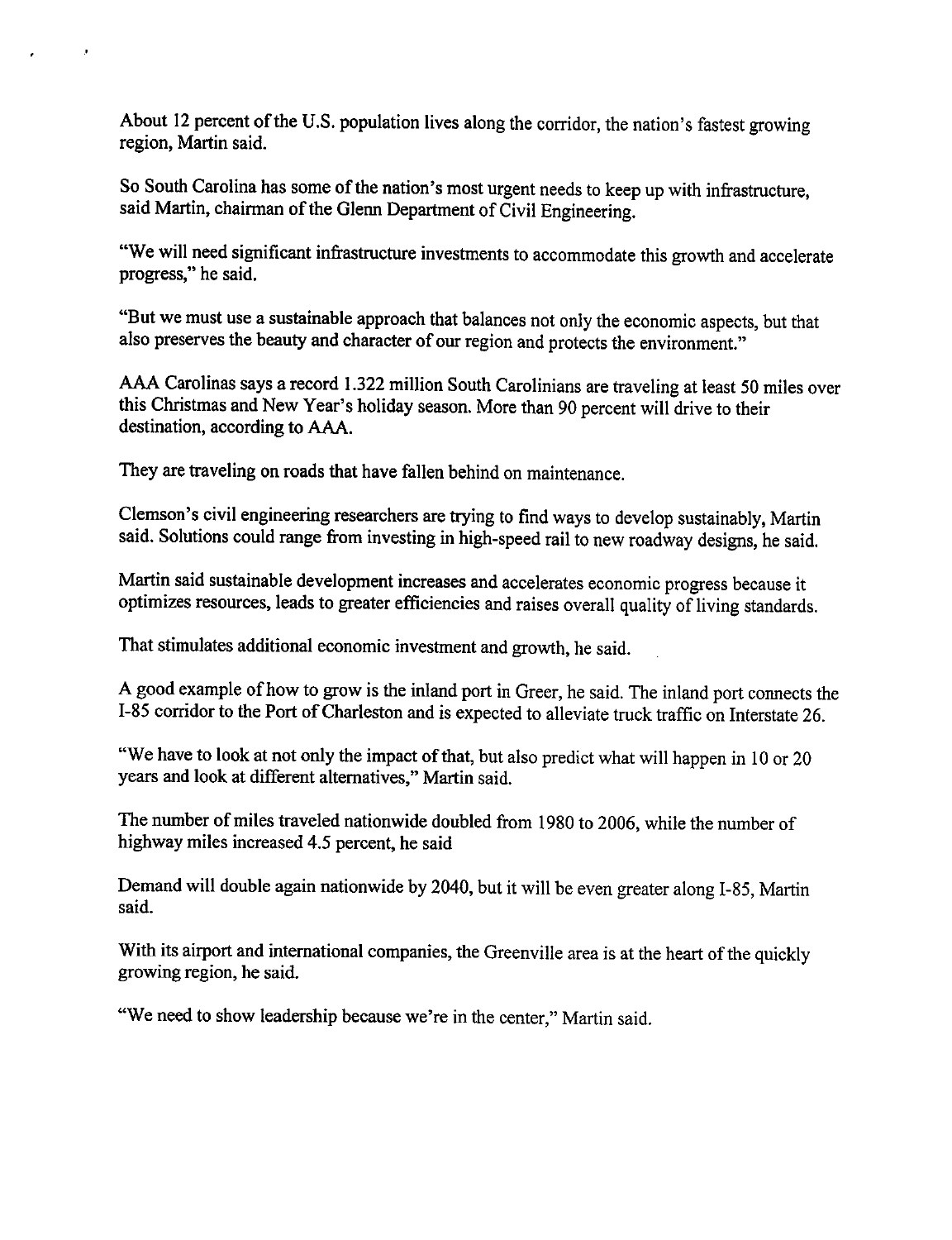About 12 percent of the U.S. population lives along the corridor, the nation's fastest growing region, Martin said.

So South Carolina has some of the nation's most urgent needs to keep up with infrastructure, said Martin, chairman of the Glenn Department of Civil Engineering.

"We will need significant infrastructure investments to accommodate this growth and accelerate progress," he said.

"But we must use a sustainable approach that balances not only the economic aspects, but that also preserves the beauty and character of our region and protects the environment."

AAA Carolinas says a record 1.322 million South Carolinians are traveling at least 50 miles over this Christmas and New Year's holiday season. More than 90 percent will drive to their destination, according to AAA.

They are traveling on roads that have fallen behind on maintenance.

Clemson's civil engineering researchers are trying to find ways to develop sustainably, Martin said. Solutions could range from investing in high-speed rail to new roadway designs, he said.

Martin said sustainable development increases and accelerates economic progress because it optimizes resources, leads to greater efficiencies and raises overall quality of living standards.

That stimulates additional economic investment and growth, he said.

A good example of how to grow is the inland port in Greer, he said. The inland port connects the I-85 corridor to the Port of Charleston and is expected to alleviate truck traffic on Interstate 26.

"We have to look at not only the impact of that, but also predict what will happen in 10 or 20 years and look at different alternatives," Martin said.

The number of miles traveled nationwide doubled from 1980 to 2006, while the number of highway miles increased 4.5 percent, he said

Demand will double again nationwide by 2040, but it will be even greater along I-85, Martin said.

With its airport and international companies, the Greenville area is at the heart of the quickly growing region, he said.

"We need to show leadership because we're in the center," Martin said.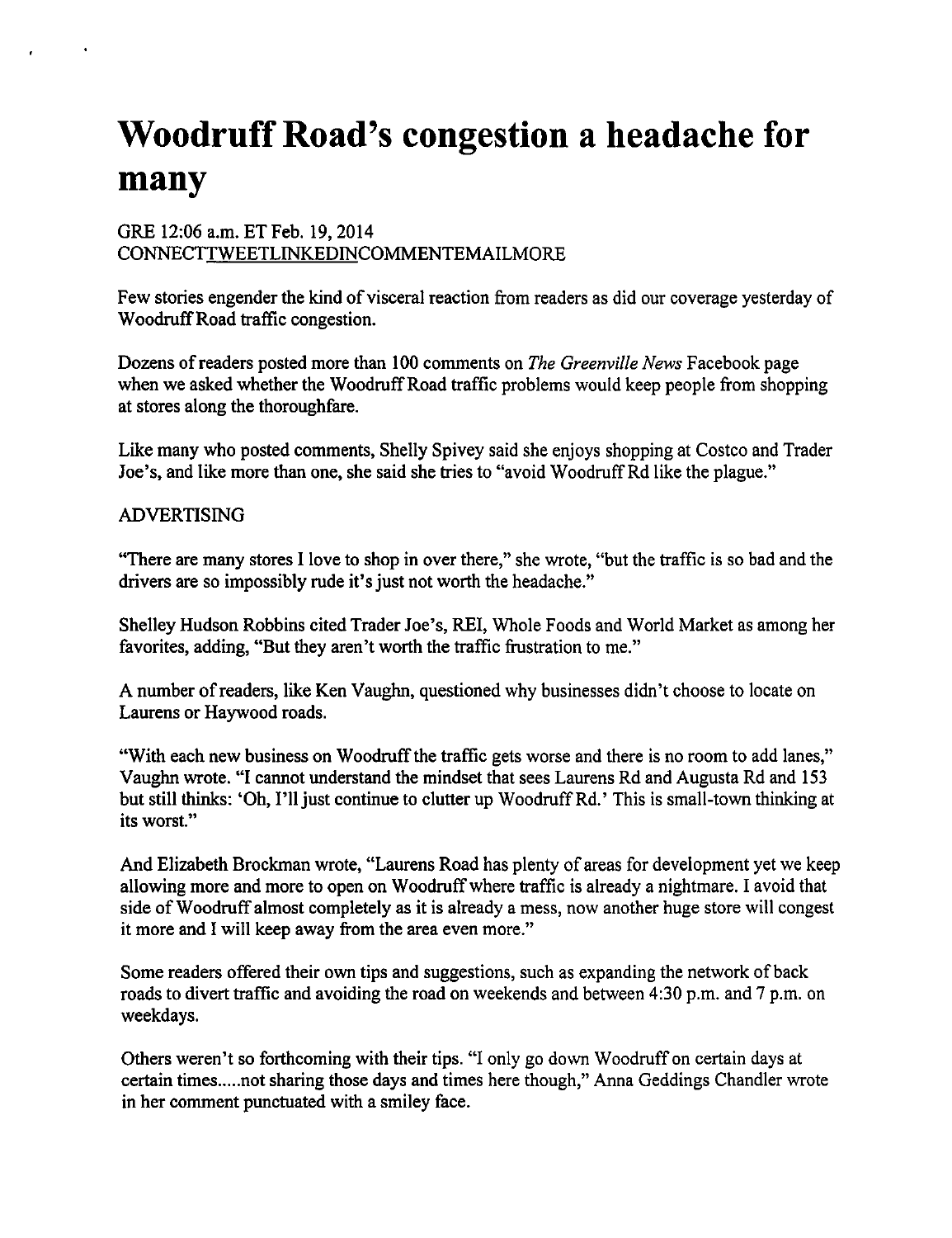# Woodruff Road's congestion a headache for many

GRE 12:06 a.m. ET Feb. 19, 2014
CONNECTTWEETLINKEDINCOMMENTEMAILMORE

Few stories engender the kind of visceral reaction from readers as did our coverage yesterday of Woodruff Road traffic congestion.

Dozens of readers posted more than 100 comments on *The Greenville News* Facebook page when we asked whether the Woodruff Road traffic problems would keep people from shopping at stores along the thoroughfare.

Like many who posted comments, Shelly Spivey said she enjoys shopping at Costco and Trader Joe's, and like more than one, she said she tries to "avoid Woodruff Rd like the plague."

ADVERTISING

"There are many stores I love to shop in over there," she wrote, "but the traffic is so bad and the drivers are so impossibly rude it's just not worth the headache."

Shelley Hudson Robbins cited Trader Joe's, REI, Whole Foods and World Market as among her favorites, adding, "But they aren't worth the traffic frustration to me."

A number of readers, like Ken Vaughn, questioned why businesses didn't choose to locate on Laurens or Haywood roads.

"With each new business on Woodruff the traffic gets worse and there is no room to add lanes," Vaughn wrote. "I cannot understand the mindset that sees Laurens Rd and Augusta Rd and 153 but still thinks: 'Oh, I'll just continue to clutter up Woodruff Rd.' This is small-town thinking at its worst."

And Elizabeth Brockman wrote, "Laurens Road has plenty of areas for development yet we keep allowing more and more to open on Woodruff where traffic is already a nightmare. I avoid that side of Woodruff almost completely as it is already a mess, now another huge store will congest it more and I will keep away from the area even more."

Some readers offered their own tips and suggestions, such as expanding the network of back roads to divert traffic and avoiding the road on weekends and between 4:30 p.m. and 7 p.m. on weekdays.

Others weren't so forthcoming with their tips. "I only go down Woodruff on certain days at certain times.....not sharing those days and times here though," Anna Geddings Chandler wrote in her comment punctuated with a smiley face.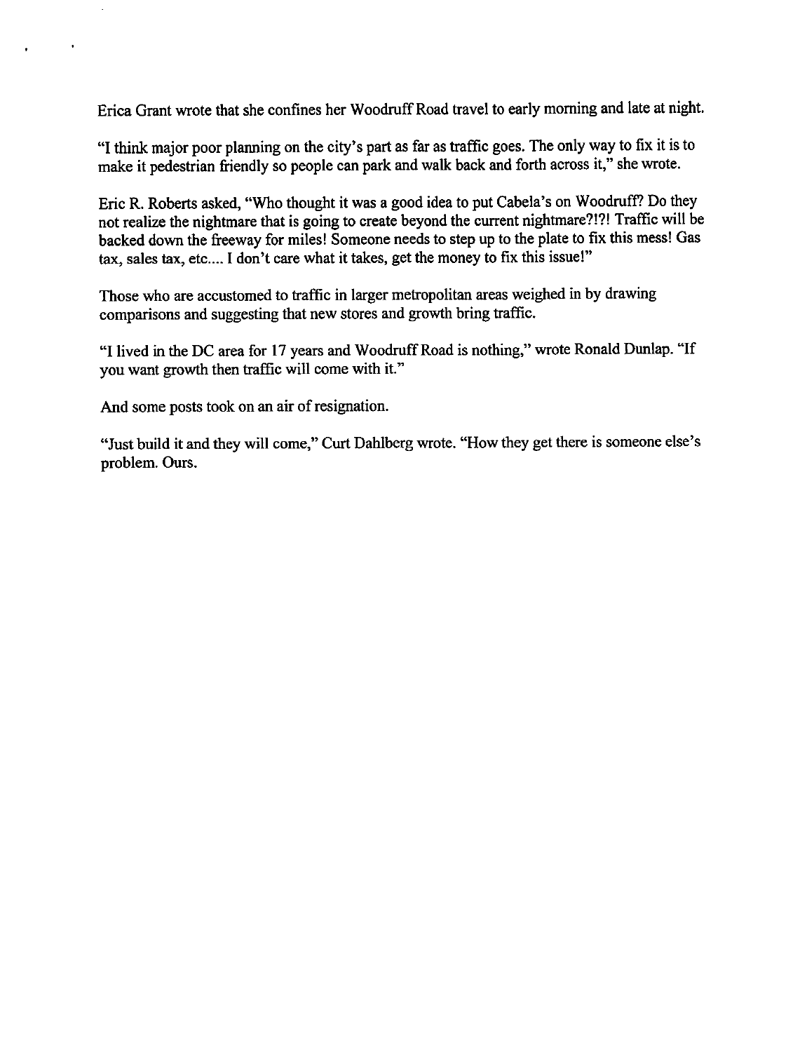Erica Grant wrote that she confines her Woodruff Road travel to early morning and late at night.

"I think major poor planning on the city's part as far as traffic goes. The only way to fix it is to make it pedestrian friendly so people can park and walk back and forth across it," she wrote.

Eric R. Roberts asked, "Who thought it was a good idea to put Cabela's on Woodruff? Do they not realize the nightmare that is going to create beyond the current nightmare?!?! Traffic will be backed down the freeway for miles! Someone needs to step up to the plate to fix this mess! Gas tax, sales tax, etc.... I don't care what it takes, get the money to fix this issue!"

Those who are accustomed to traffic in larger metropolitan areas weighed in by drawing comparisons and suggesting that new stores and growth bring traffic.

"I lived in the DC area for 17 years and Woodruff Road is nothing," wrote Ronald Dunlap. "If you want growth then traffic will come with it."

And some posts took on an air of resignation.

"Just build it and they will come," Curt Dahlberg wrote. "How they get there is someone else's problem. Ours.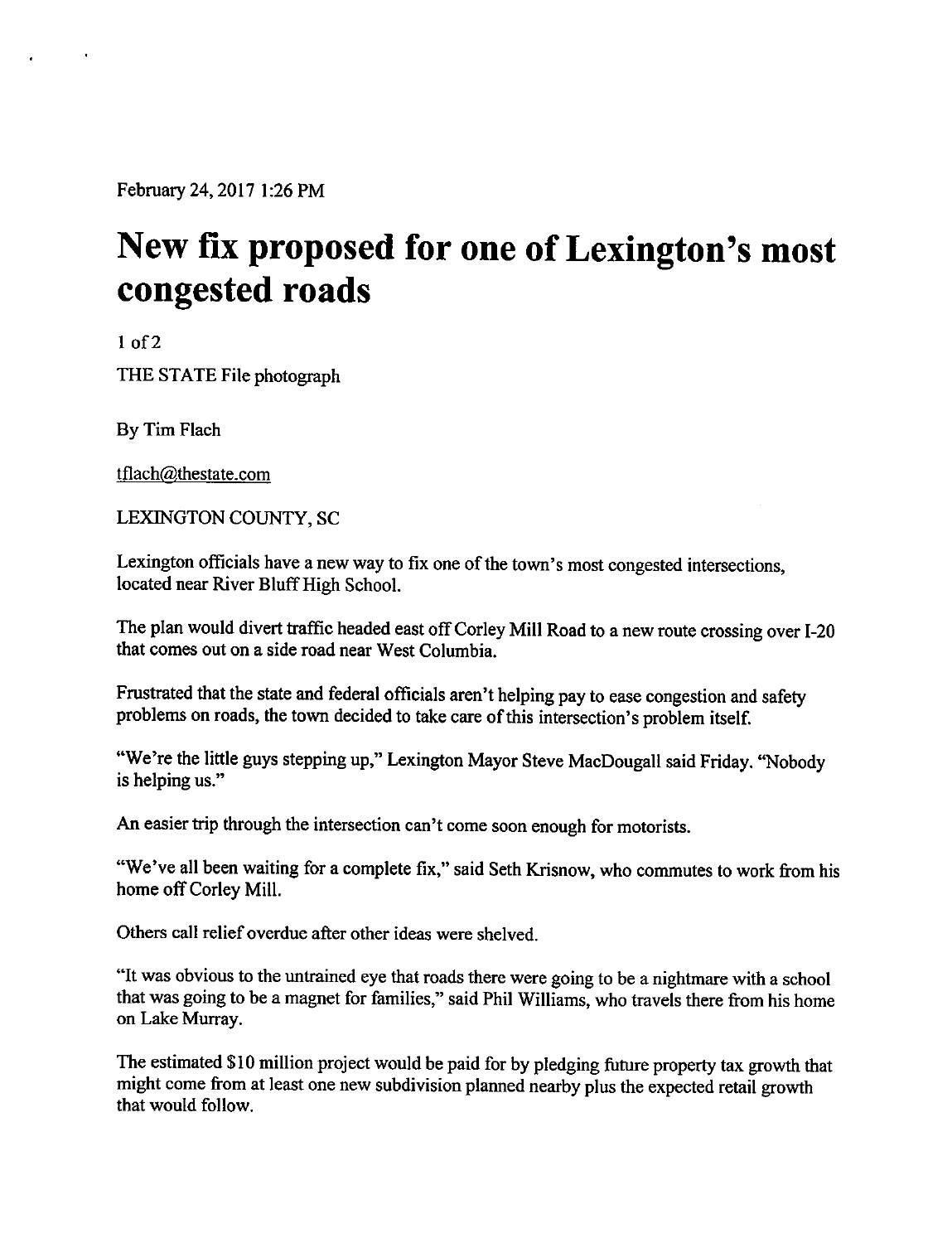February 24, 2017 1:26 PM

# New fix proposed for one of Lexington's most congested roads

1 of 2

THE STATE File photograph

By Tim Flach

tflach@thestate.com

LEXINGTON COUNTY, SC

Lexington officials have a new way to fix one of the town's most congested intersections, located near River Bluff High School.

The plan would divert traffic headed east off Corley Mill Road to a new route crossing over I-20 that comes out on a side road near West Columbia.

Frustrated that the state and federal officials aren't helping pay to ease congestion and safety problems on roads, the town decided to take care of this intersection's problem itself.

"We're the little guys stepping up," Lexington Mayor Steve MacDougall said Friday. "Nobody is helping us."

An easier trip through the intersection can't come soon enough for motorists.

"We've all been waiting for a complete fix," said Seth Krisnow, who commutes to work from his home off Corley Mill.

Others call relief overdue after other ideas were shelved.

"It was obvious to the untrained eye that roads there were going to be a nightmare with a school that was going to be a magnet for families," said Phil Williams, who travels there from his home on Lake Murray.

The estimated $10 million project would be paid for by pledging future property tax growth that might come from at least one new subdivision planned nearby plus the expected retail growth that would follow.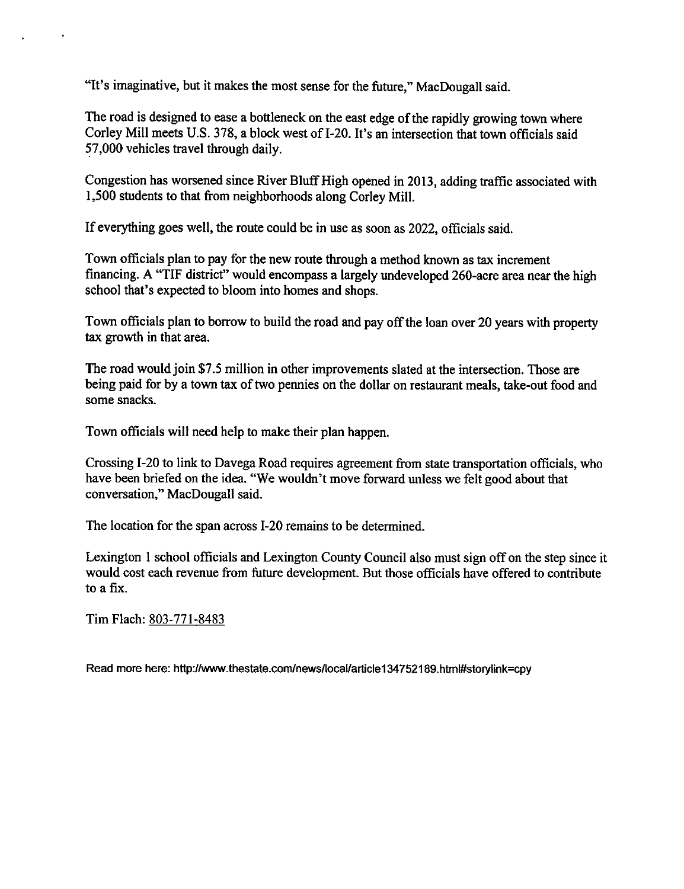"It's imaginative, but it makes the most sense for the future," MacDougall said.

The road is designed to ease a bottleneck on the east edge of the rapidly growing town where Corley Mill meets U.S. 378, a block west of I-20. It's an intersection that town officials said 57,000 vehicles travel through daily.

Congestion has worsened since River Bluff High opened in 2013, adding traffic associated with 1,500 students to that from neighborhoods along Corley Mill.

If everything goes well, the route could be in use as soon as 2022, officials said.

Town officials plan to pay for the new route through a method known as tax increment financing. A "TIF district" would encompass a largely undeveloped 260-acre area near the high school that's expected to bloom into homes and shops.

Town officials plan to borrow to build the road and pay off the loan over 20 years with property tax growth in that area.

The road would join $7.5 million in other improvements slated at the intersection. Those are being paid for by a town tax of two pennies on the dollar on restaurant meals, take-out food and some snacks.

Town officials will need help to make their plan happen.

Crossing I-20 to link to Davega Road requires agreement from state transportation officials, who have been briefed on the idea. "We wouldn't move forward unless we felt good about that conversation," MacDougall said.

The location for the span across I-20 remains to be determined.

Lexington 1 school officials and Lexington County Council also must sign off on the step since it would cost each revenue from future development. But those officials have offered to contribute to a fix.

Tim Flach: 803-771-8483

Read more here: http://www.thestate.com/news/local/article134752189.html#storylink=cpy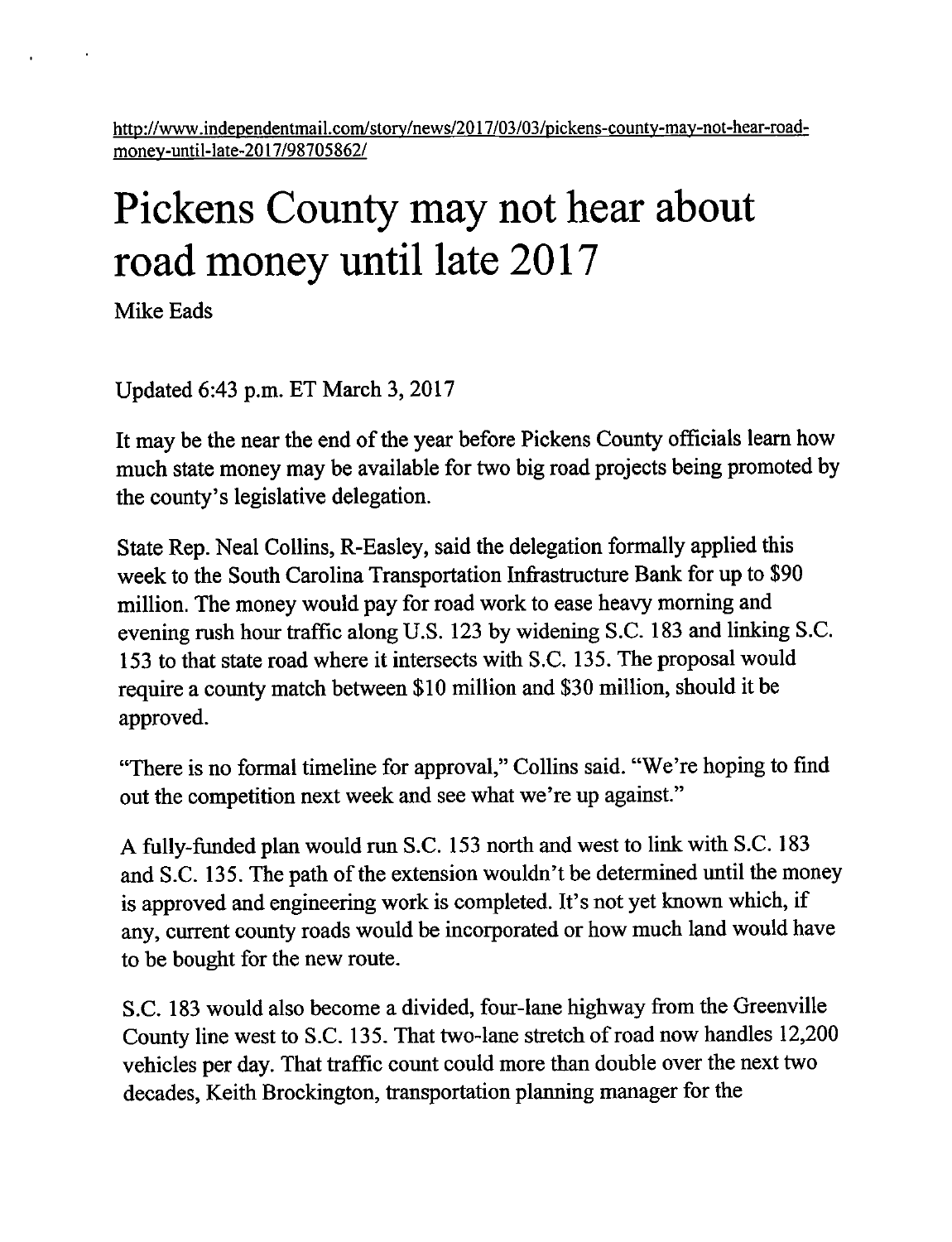http://www.independentmail.com/story/news/2017/03/03/pickens-county-may-not-hear-road-money-until-late-2017/98705862/

# Pickens County may not hear about road money until late 2017

Mike Eads

Updated 6:43 p.m. ET March 3, 2017

It may be the near the end of the year before Pickens County officials learn how much state money may be available for two big road projects being promoted by the county's legislative delegation.

State Rep. Neal Collins, R-Easley, said the delegation formally applied this week to the South Carolina Transportation Infrastructure Bank for up to $90 million. The money would pay for road work to ease heavy morning and evening rush hour traffic along U.S. 123 by widening S.C. 183 and linking S.C. 153 to that state road where it intersects with S.C. 135. The proposal would require a county match between $10 million and $30 million, should it be approved.

"There is no formal timeline for approval," Collins said. "We're hoping to find out the competition next week and see what we're up against."

A fully-funded plan would run S.C. 153 north and west to link with S.C. 183 and S.C. 135. The path of the extension wouldn't be determined until the money is approved and engineering work is completed. It's not yet known which, if any, current county roads would be incorporated or how much land would have to be bought for the new route.

S.C. 183 would also become a divided, four-lane highway from the Greenville County line west to S.C. 135. That two-lane stretch of road now handles 12,200 vehicles per day. That traffic count could more than double over the next two decades, Keith Brockington, transportation planning manager for the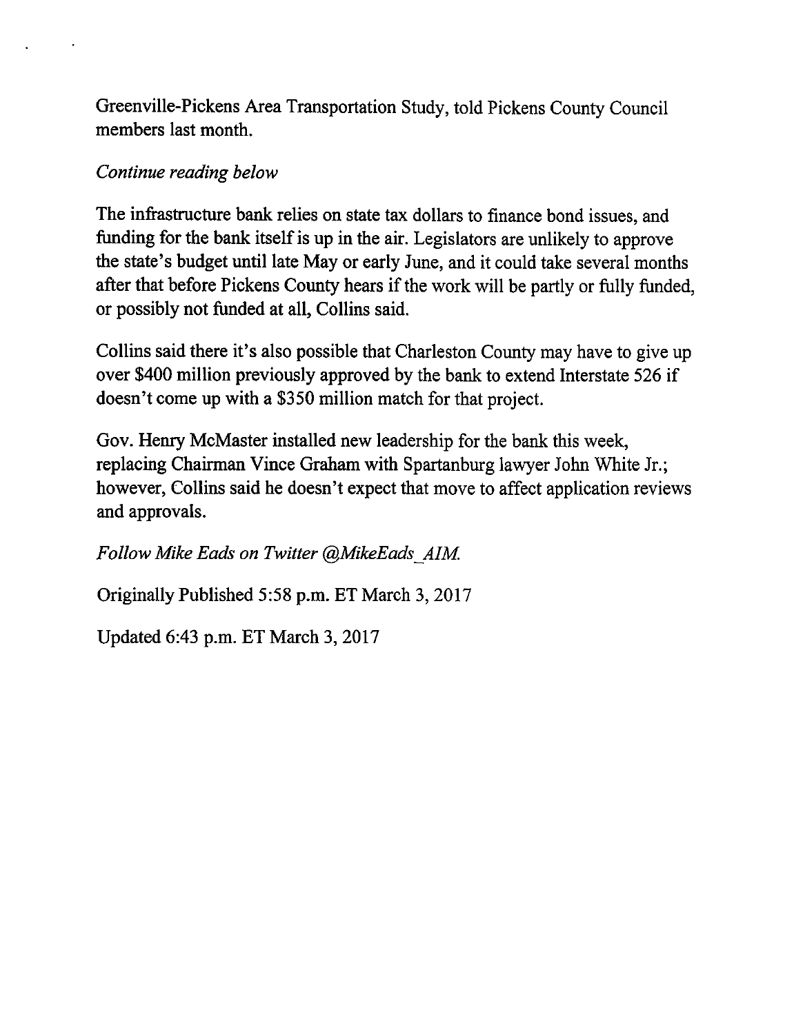Greenville-Pickens Area Transportation Study, told Pickens County Council members last month.

*Continue reading below*

The infrastructure bank relies on state tax dollars to finance bond issues, and funding for the bank itself is up in the air. Legislators are unlikely to approve the state's budget until late May or early June, and it could take several months after that before Pickens County hears if the work will be partly or fully funded, or possibly not funded at all, Collins said.

Collins said there it's also possible that Charleston County may have to give up over $400 million previously approved by the bank to extend Interstate 526 if doesn't come up with a $350 million match for that project.

Gov. Henry McMaster installed new leadership for the bank this week, replacing Chairman Vince Graham with Spartanburg lawyer John White Jr.; however, Collins said he doesn't expect that move to affect application reviews and approvals.

*Follow Mike Eads on Twitter @MikeEads_AIM.*

Originally Published 5:58 p.m. ET March 3, 2017

Updated 6:43 p.m. ET March 3, 2017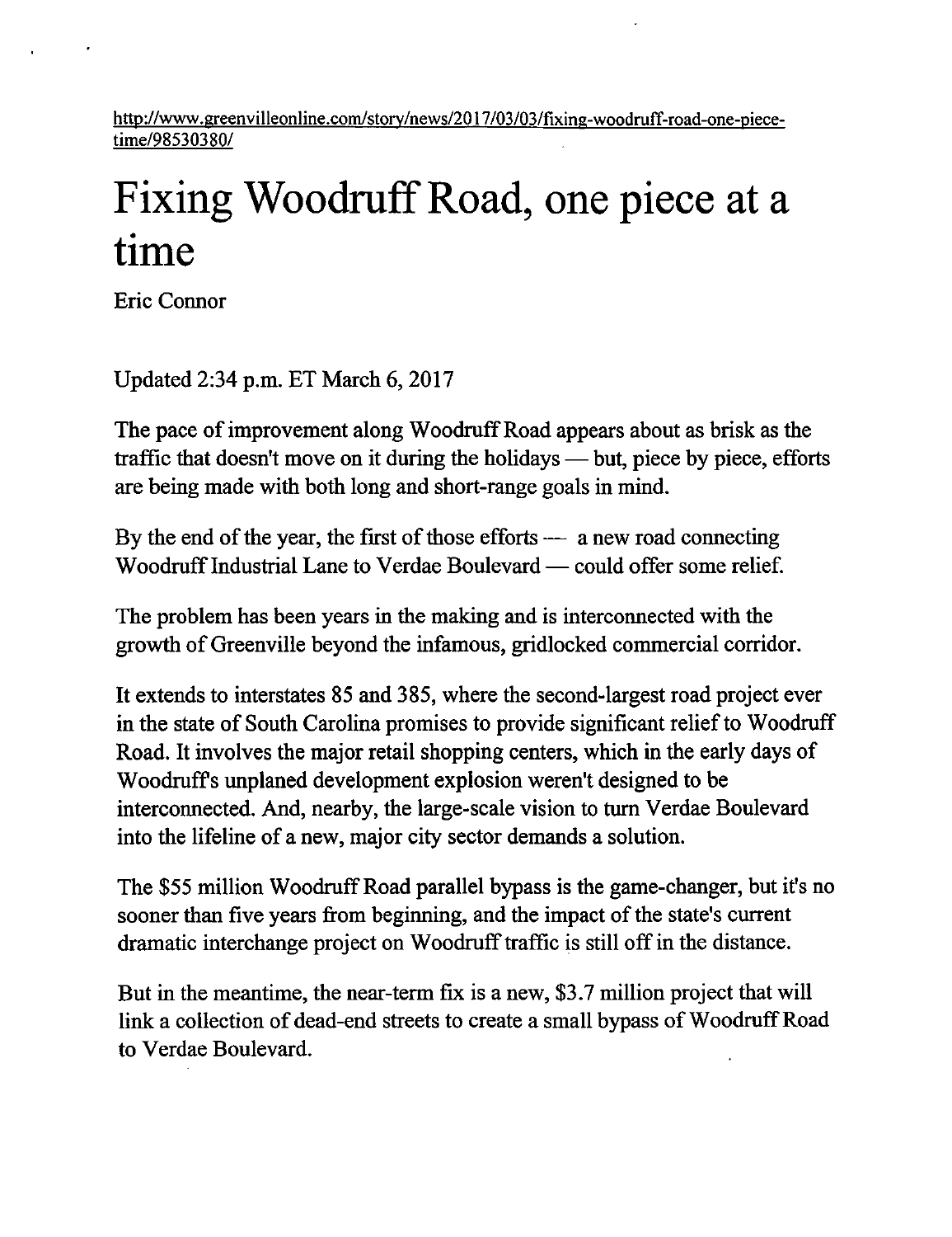http://www.greenvilleonline.com/story/news/2017/03/03/fixing-woodruff-road-one-piece-time/98530380/

# Fixing Woodruff Road, one piece at a time

Eric Connor

Updated 2:34 p.m. ET March 6, 2017

The pace of improvement along Woodruff Road appears about as brisk as the traffic that doesn't move on it during the holidays — but, piece by piece, efforts are being made with both long and short-range goals in mind.

By the end of the year, the first of those efforts — a new road connecting Woodruff Industrial Lane to Verdae Boulevard — could offer some relief.

The problem has been years in the making and is interconnected with the growth of Greenville beyond the infamous, gridlocked commercial corridor.

It extends to interstates 85 and 385, where the second-largest road project ever in the state of South Carolina promises to provide significant relief to Woodruff Road. It involves the major retail shopping centers, which in the early days of Woodruff's unplaned development explosion weren't designed to be interconnected. And, nearby, the large-scale vision to turn Verdae Boulevard into the lifeline of a new, major city sector demands a solution.

The $55 million Woodruff Road parallel bypass is the game-changer, but it's no sooner than five years from beginning, and the impact of the state's current dramatic interchange project on Woodruff traffic is still off in the distance.

But in the meantime, the near-term fix is a new, $3.7 million project that will link a collection of dead-end streets to create a small bypass of Woodruff Road to Verdae Boulevard.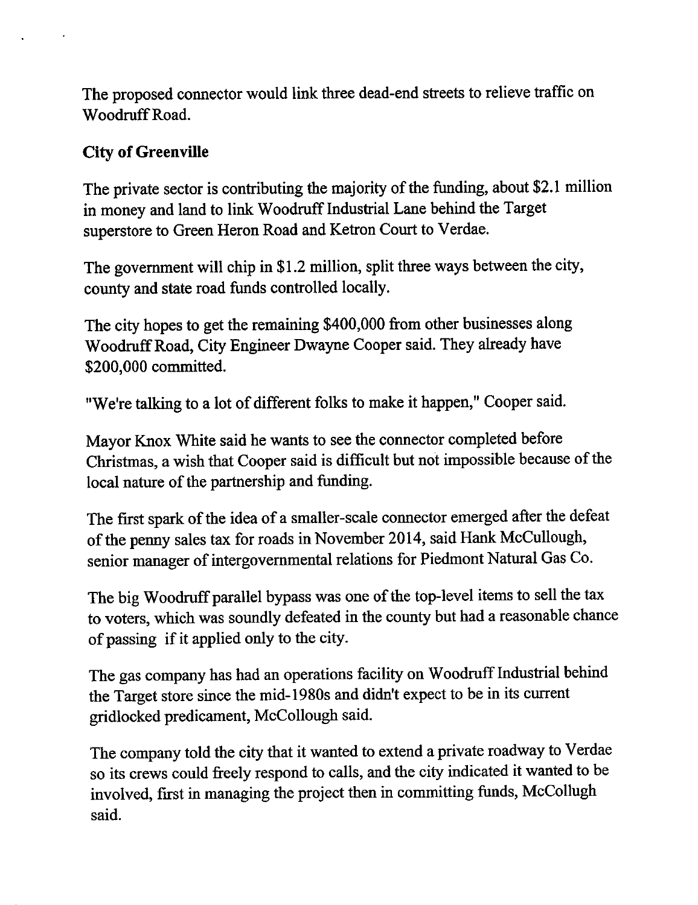The proposed connector would link three dead-end streets to relieve traffic on Woodruff Road.

**City of Greenville**

The private sector is contributing the majority of the funding, about $2.1 million in money and land to link Woodruff Industrial Lane behind the Target superstore to Green Heron Road and Ketron Court to Verdae.

The government will chip in $1.2 million, split three ways between the city, county and state road funds controlled locally.

The city hopes to get the remaining $400,000 from other businesses along Woodruff Road, City Engineer Dwayne Cooper said. They already have $200,000 committed.

"We're talking to a lot of different folks to make it happen," Cooper said.

Mayor Knox White said he wants to see the connector completed before Christmas, a wish that Cooper said is difficult but not impossible because of the local nature of the partnership and funding.

The first spark of the idea of a smaller-scale connector emerged after the defeat of the penny sales tax for roads in November 2014, said Hank McCullough, senior manager of intergovernmental relations for Piedmont Natural Gas Co.

The big Woodruff parallel bypass was one of the top-level items to sell the tax to voters, which was soundly defeated in the county but had a reasonable chance of passing if it applied only to the city.

The gas company has had an operations facility on Woodruff Industrial behind the Target store since the mid-1980s and didn't expect to be in its current gridlocked predicament, McCollough said.

The company told the city that it wanted to extend a private roadway to Verdae so its crews could freely respond to calls, and the city indicated it wanted to be involved, first in managing the project then in committing funds, McCollugh said.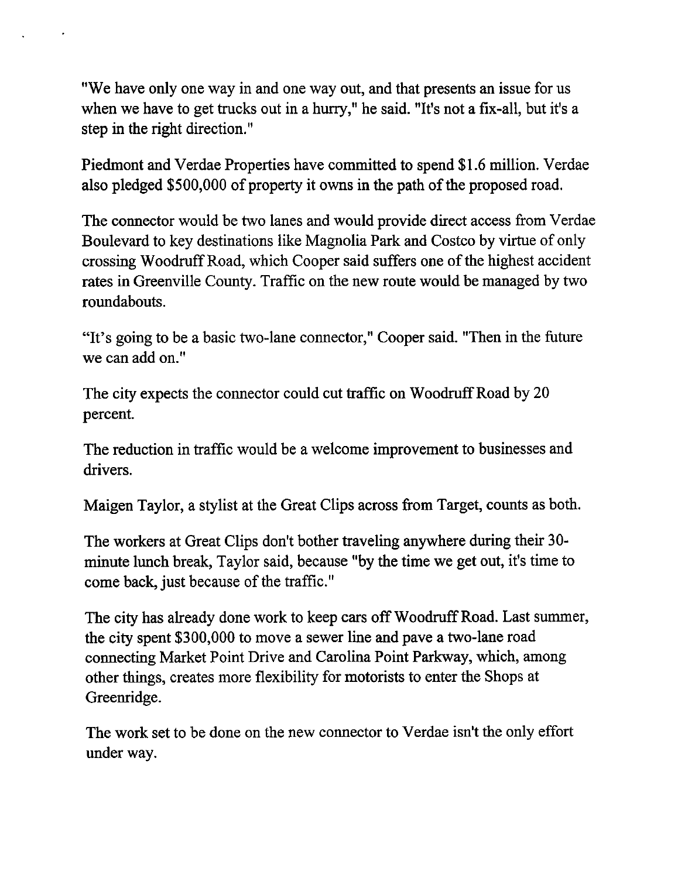"We have only one way in and one way out, and that presents an issue for us when we have to get trucks out in a hurry," he said. "It's not a fix-all, but it's a step in the right direction."

Piedmont and Verdae Properties have committed to spend $1.6 million. Verdae also pledged $500,000 of property it owns in the path of the proposed road.

The connector would be two lanes and would provide direct access from Verdae Boulevard to key destinations like Magnolia Park and Costco by virtue of only crossing Woodruff Road, which Cooper said suffers one of the highest accident rates in Greenville County. Traffic on the new route would be managed by two roundabouts.

"It's going to be a basic two-lane connector," Cooper said. "Then in the future we can add on."

The city expects the connector could cut traffic on Woodruff Road by 20 percent.

The reduction in traffic would be a welcome improvement to businesses and drivers.

Maigen Taylor, a stylist at the Great Clips across from Target, counts as both.

The workers at Great Clips don't bother traveling anywhere during their 30-minute lunch break, Taylor said, because "by the time we get out, it's time to come back, just because of the traffic."

The city has already done work to keep cars off Woodruff Road. Last summer, the city spent $300,000 to move a sewer line and pave a two-lane road connecting Market Point Drive and Carolina Point Parkway, which, among other things, creates more flexibility for motorists to enter the Shops at Greenridge.

The work set to be done on the new connector to Verdae isn't the only effort under way.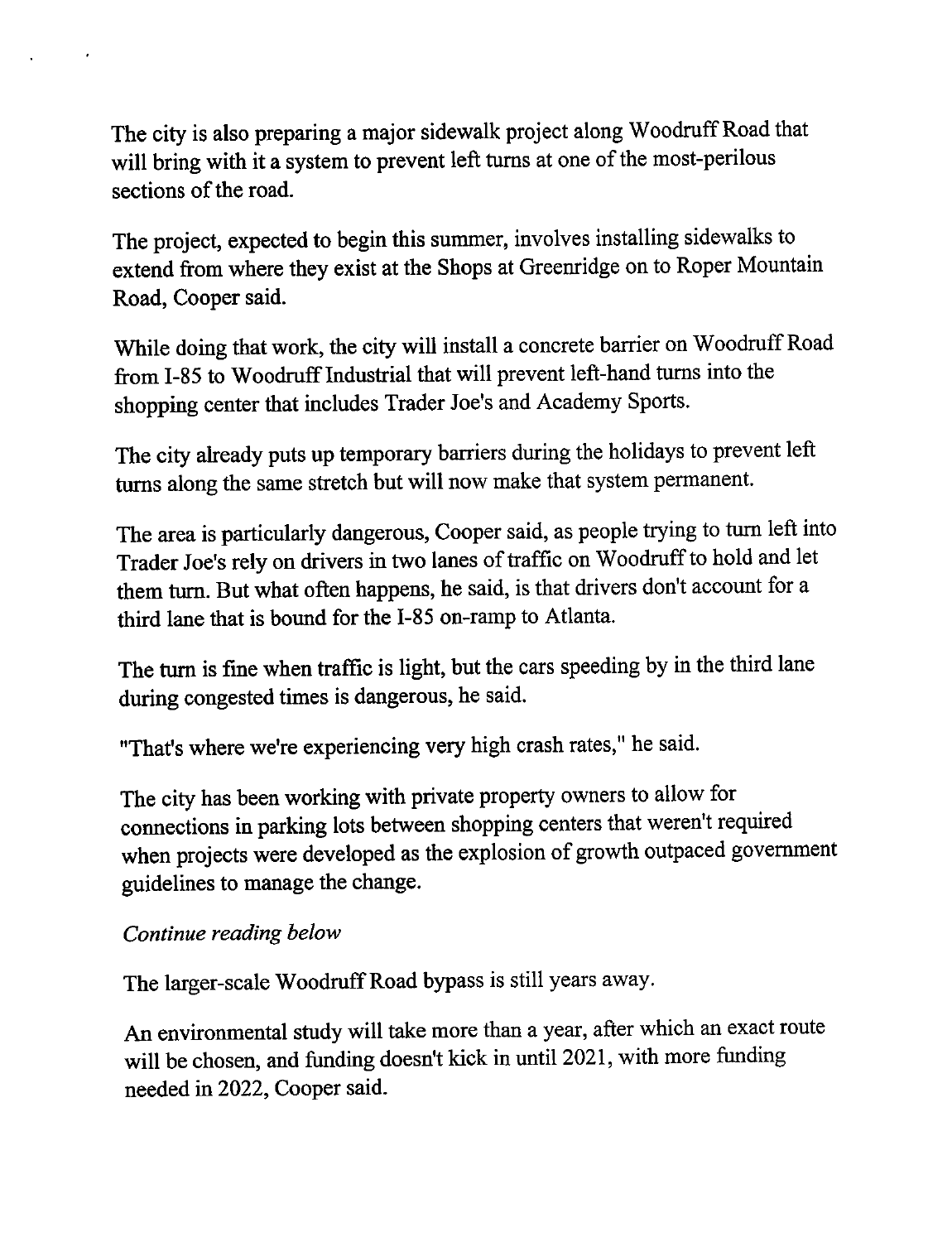The city is also preparing a major sidewalk project along Woodruff Road that will bring with it a system to prevent left turns at one of the most-perilous sections of the road.

The project, expected to begin this summer, involves installing sidewalks to extend from where they exist at the Shops at Greenridge on to Roper Mountain Road, Cooper said.

While doing that work, the city will install a concrete barrier on Woodruff Road from I-85 to Woodruff Industrial that will prevent left-hand turns into the shopping center that includes Trader Joe's and Academy Sports.

The city already puts up temporary barriers during the holidays to prevent left turns along the same stretch but will now make that system permanent.

The area is particularly dangerous, Cooper said, as people trying to turn left into Trader Joe's rely on drivers in two lanes of traffic on Woodruff to hold and let them turn. But what often happens, he said, is that drivers don't account for a third lane that is bound for the I-85 on-ramp to Atlanta.

The turn is fine when traffic is light, but the cars speeding by in the third lane during congested times is dangerous, he said.

"That's where we're experiencing very high crash rates," he said.

The city has been working with private property owners to allow for connections in parking lots between shopping centers that weren't required when projects were developed as the explosion of growth outpaced government guidelines to manage the change.

*Continue reading below*

The larger-scale Woodruff Road bypass is still years away.

An environmental study will take more than a year, after which an exact route will be chosen, and funding doesn't kick in until 2021, with more funding needed in 2022, Cooper said.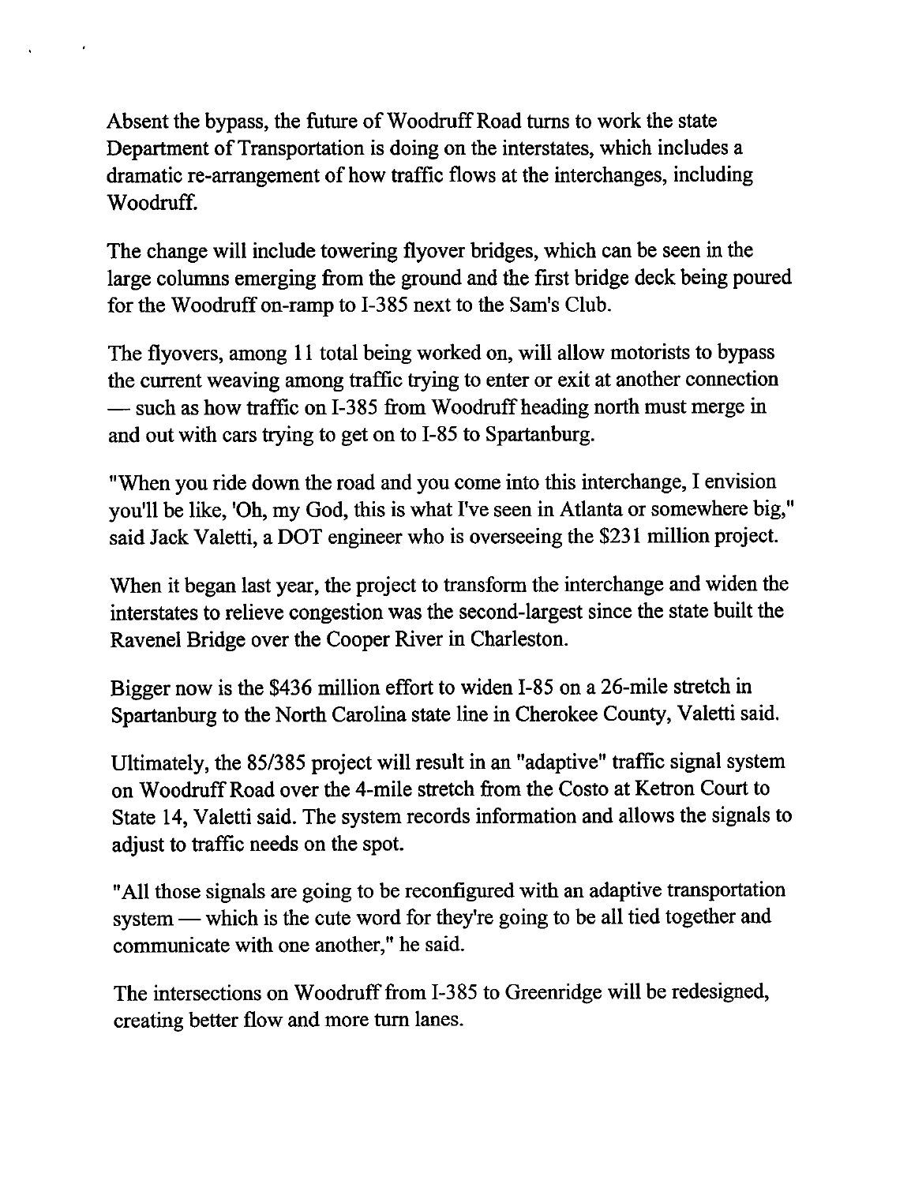Absent the bypass, the future of Woodruff Road turns to work the state Department of Transportation is doing on the interstates, which includes a dramatic re-arrangement of how traffic flows at the interchanges, including Woodruff.

The change will include towering flyover bridges, which can be seen in the large columns emerging from the ground and the first bridge deck being poured for the Woodruff on-ramp to I-385 next to the Sam's Club.

The flyovers, among 11 total being worked on, will allow motorists to bypass the current weaving among traffic trying to enter or exit at another connection — such as how traffic on I-385 from Woodruff heading north must merge in and out with cars trying to get on to I-85 to Spartanburg.

"When you ride down the road and you come into this interchange, I envision you'll be like, 'Oh, my God, this is what I've seen in Atlanta or somewhere big," said Jack Valetti, a DOT engineer who is overseeing the $231 million project.

When it began last year, the project to transform the interchange and widen the interstates to relieve congestion was the second-largest since the state built the Ravenel Bridge over the Cooper River in Charleston.

Bigger now is the $436 million effort to widen I-85 on a 26-mile stretch in Spartanburg to the North Carolina state line in Cherokee County, Valetti said.

Ultimately, the 85/385 project will result in an "adaptive" traffic signal system on Woodruff Road over the 4-mile stretch from the Costo at Ketron Court to State 14, Valetti said. The system records information and allows the signals to adjust to traffic needs on the spot.

"All those signals are going to be reconfigured with an adaptive transportation system — which is the cute word for they're going to be all tied together and communicate with one another," he said.

The intersections on Woodruff from I-385 to Greenridge will be redesigned, creating better flow and more turn lanes.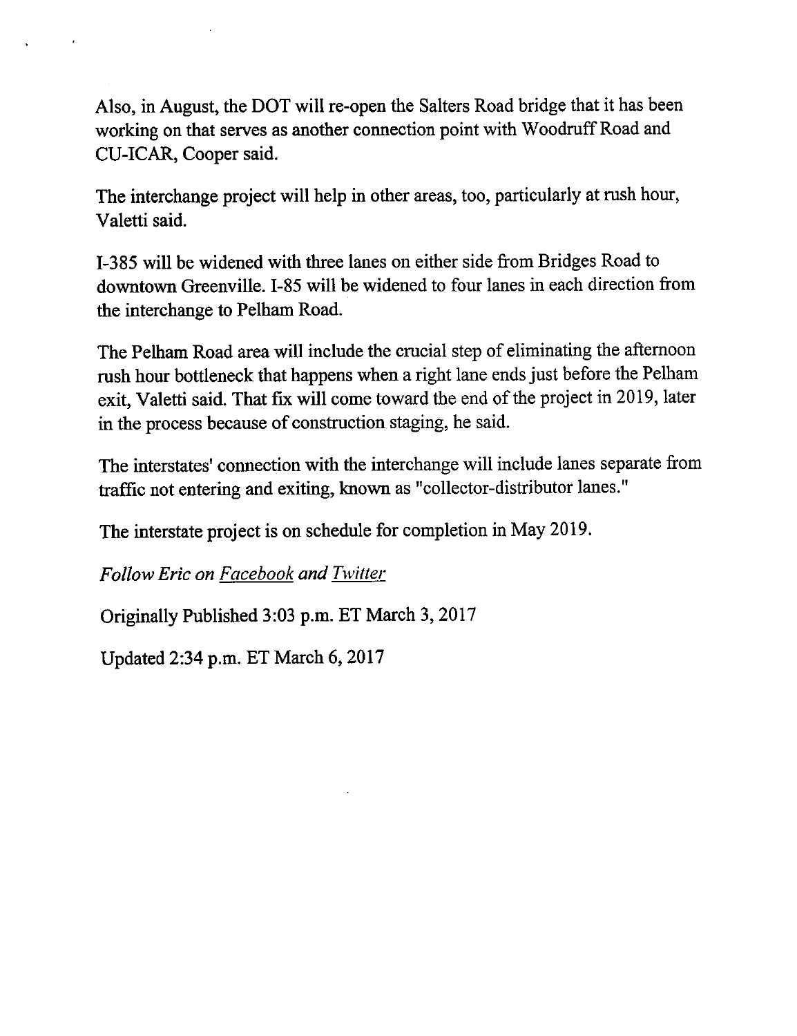Also, in August, the DOT will re-open the Salters Road bridge that it has been working on that serves as another connection point with Woodruff Road and CU-ICAR, Cooper said.

The interchange project will help in other areas, too, particularly at rush hour, Valetti said.

I-385 will be widened with three lanes on either side from Bridges Road to downtown Greenville. I-85 will be widened to four lanes in each direction from the interchange to Pelham Road.

The Pelham Road area will include the crucial step of eliminating the afternoon rush hour bottleneck that happens when a right lane ends just before the Pelham exit, Valetti said. That fix will come toward the end of the project in 2019, later in the process because of construction staging, he said.

The interstates' connection with the interchange will include lanes separate from traffic not entering and exiting, known as "collector-distributor lanes."

The interstate project is on schedule for completion in May 2019.

*Follow Eric on Facebook and Twitter*

Originally Published 3:03 p.m. ET March 3, 2017

Updated 2:34 p.m. ET March 6, 2017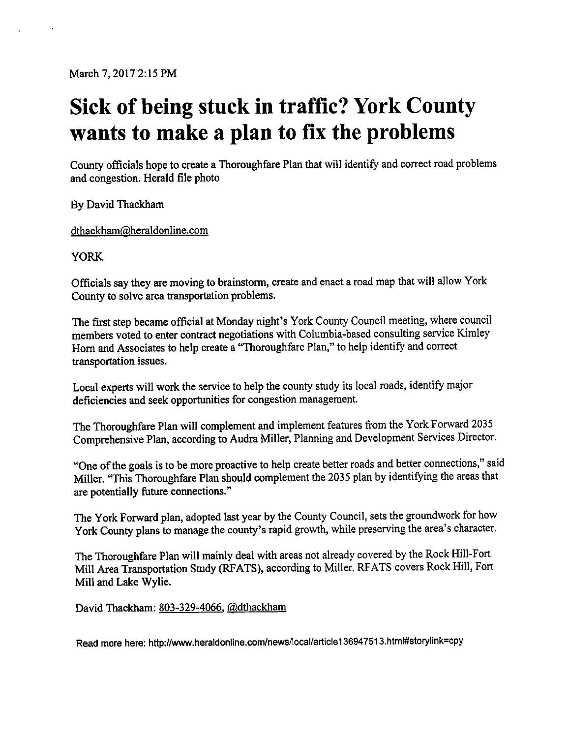March 7, 2017 2:15 PM

# Sick of being stuck in traffic? York County wants to make a plan to fix the problems

County officials hope to create a Thoroughfare Plan that will identify and correct road problems and congestion. Herald file photo

By David Thackham

dthackham@heraldonline.com

YORK

Officials say they are moving to brainstorm, create and enact a road map that will allow York County to solve area transportation problems.

The first step became official at Monday night's York County Council meeting, where council members voted to enter contract negotiations with Columbia-based consulting service Kimley Horn and Associates to help create a "Thoroughfare Plan," to help identify and correct transportation issues.

Local experts will work the service to help the county study its local roads, identify major deficiencies and seek opportunities for congestion management.

The Thoroughfare Plan will complement and implement features from the York Forward 2035 Comprehensive Plan, according to Audra Miller, Planning and Development Services Director.

"One of the goals is to be more proactive to help create better roads and better connections," said Miller. "This Thoroughfare Plan should complement the 2035 plan by identifying the areas that are potentially future connections."

The York Forward plan, adopted last year by the County Council, sets the groundwork for how York County plans to manage the county's rapid growth, while preserving the area's character.

The Thoroughfare Plan will mainly deal with areas not already covered by the Rock Hill-Fort Mill Area Transportation Study (RFATS), according to Miller. RFATS covers Rock Hill, Fort Mill and Lake Wylie.

David Thackham: 803-329-4066, @dthackham

Read more here: http://www.heraldonline.com/news/local/article136947513.html#storylink=cpy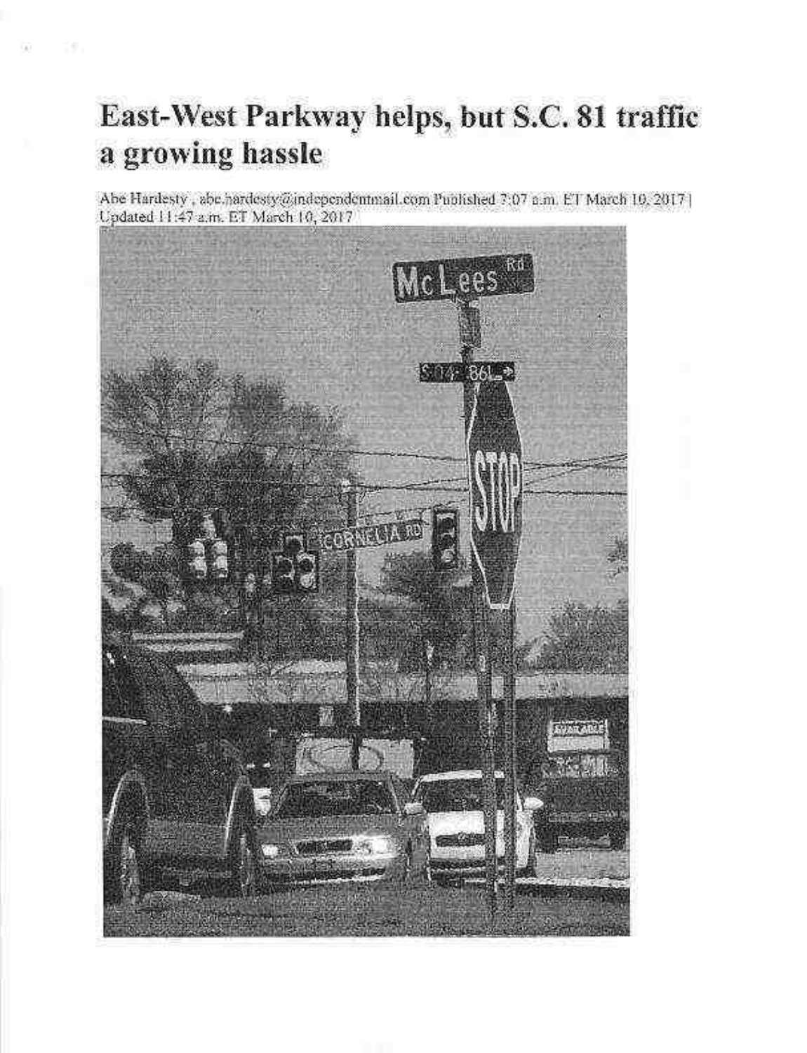# East-West Parkway helps, but S.C. 81 traffic a growing hassle

Abe Hardesty , abe.hardesty@independentmail.com Published 7:07 a.m. ET March 10, 2017 | Updated 11:47 a.m. ET March 10, 2017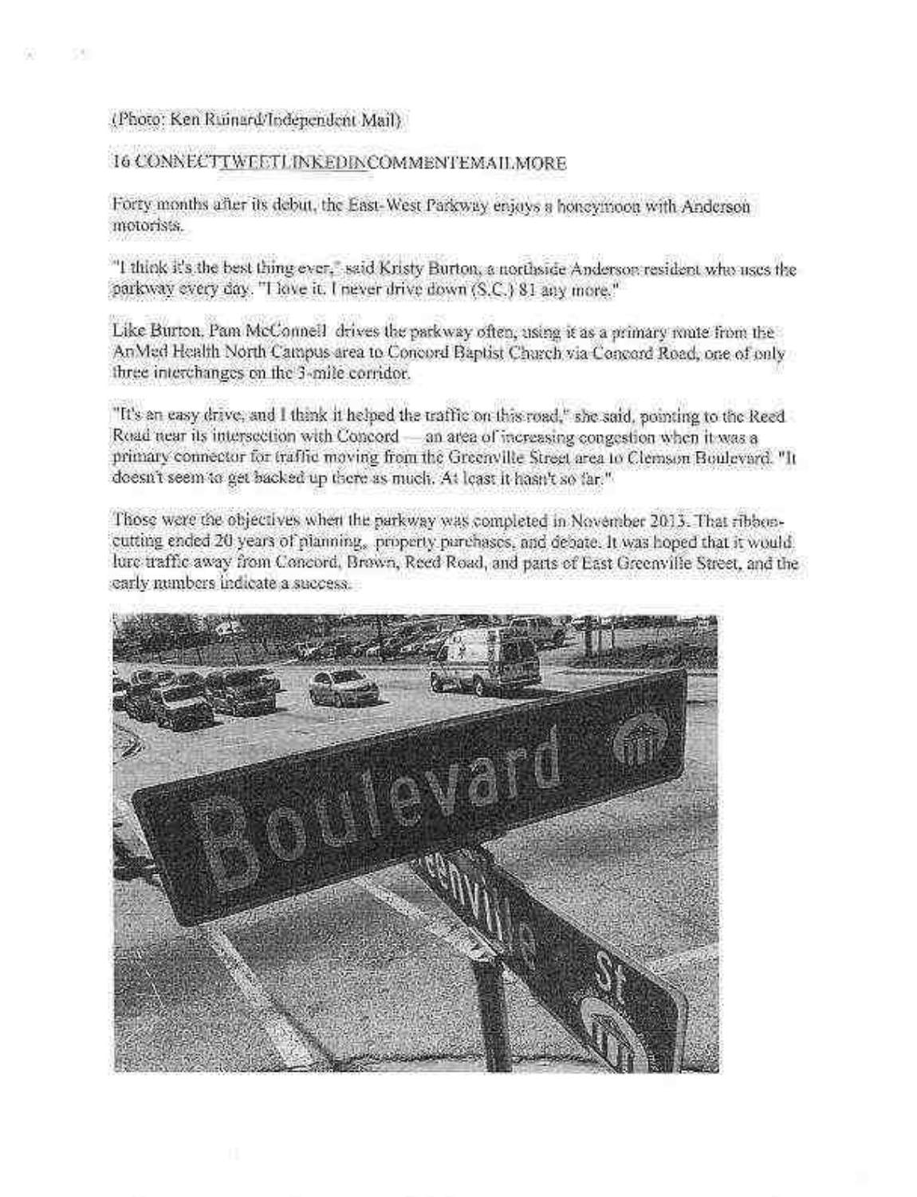(Photo: Ken Ruinard/Independent Mail)

16 CONNECTTWEETLINKEDINCOMMENTEMAILMORE

Forty months after its debut, the East-West Parkway enjoys a honeymoon with Anderson motorists.

"I think it's the best thing ever," said Kristy Burton, a northside Anderson resident who uses the parkway every day. "I love it. I never drive down (S.C.) 81 any more."

Like Burton, Pam McConnell drives the parkway often, using it as a primary route from the AnMed Health North Campus area to Concord Baptist Church via Concord Road, one of only three interchanges on the 3-mile corridor.

"It's an easy drive, and I think it helped the traffic on this road," she said, pointing to the Reed Road near its intersection with Concord — an area of increasing congestion when it was a primary connector for traffic moving from the Greenville Street area to Clemson Boulevard. "It doesn't seem to get backed up there as much. At least it hasn't so far."

Those were the objectives when the parkway was completed in November 2013. That ribbon-cutting ended 20 years of planning, property purchases, and debate. It was hoped that it would lure traffic away from Concord, Brown, Reed Road, and parts of East Greenville Street, and the early numbers indicate a success.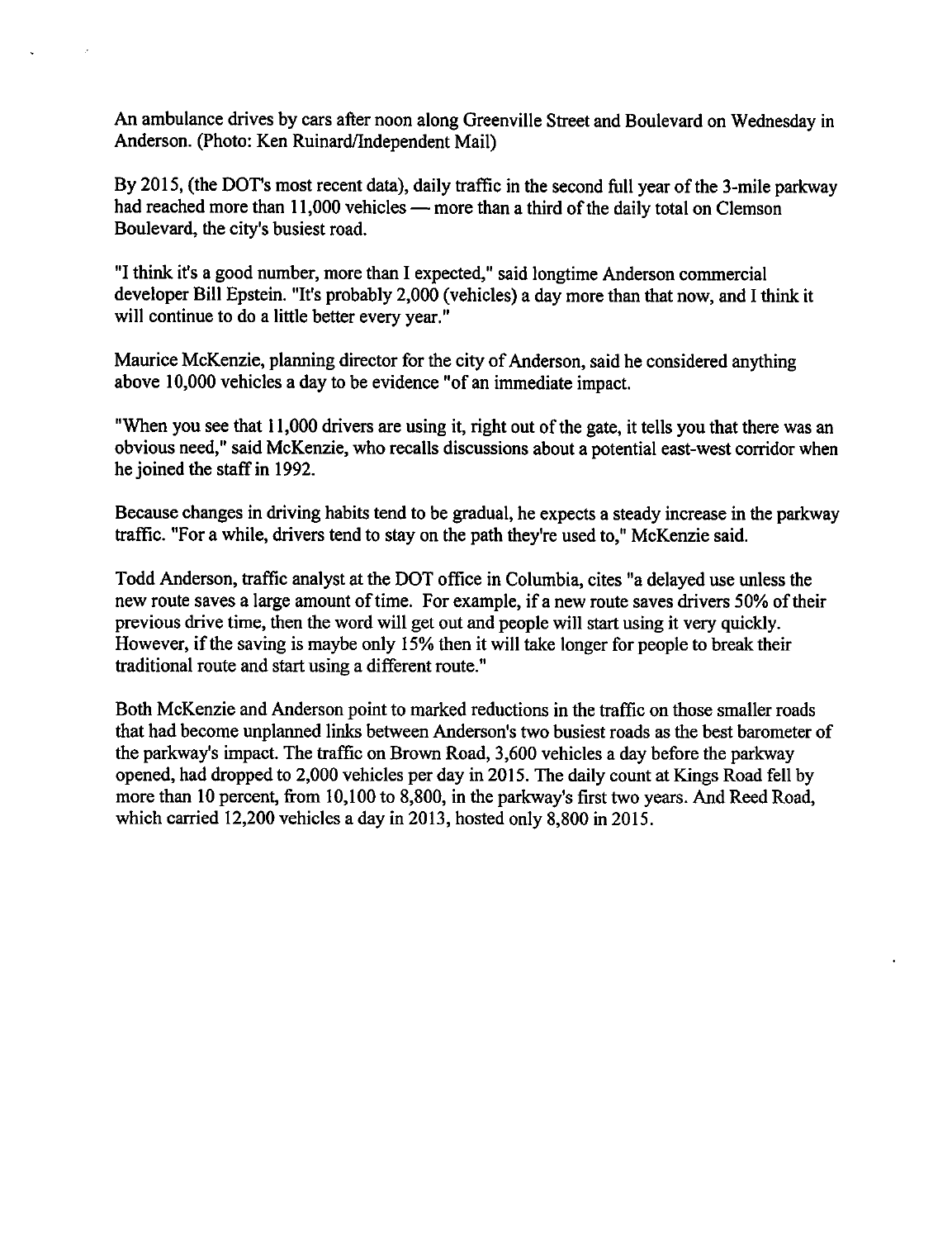An ambulance drives by cars after noon along Greenville Street and Boulevard on Wednesday in Anderson. (Photo: Ken Ruinard/Independent Mail)

By 2015, (the DOT's most recent data), daily traffic in the second full year of the 3-mile parkway had reached more than 11,000 vehicles — more than a third of the daily total on Clemson Boulevard, the city's busiest road.

"I think it's a good number, more than I expected," said longtime Anderson commercial developer Bill Epstein. "It's probably 2,000 (vehicles) a day more than that now, and I think it will continue to do a little better every year."

Maurice McKenzie, planning director for the city of Anderson, said he considered anything above 10,000 vehicles a day to be evidence "of an immediate impact.

"When you see that 11,000 drivers are using it, right out of the gate, it tells you that there was an obvious need," said McKenzie, who recalls discussions about a potential east-west corridor when he joined the staff in 1992.

Because changes in driving habits tend to be gradual, he expects a steady increase in the parkway traffic. "For a while, drivers tend to stay on the path they're used to," McKenzie said.

Todd Anderson, traffic analyst at the DOT office in Columbia, cites "a delayed use unless the new route saves a large amount of time. For example, if a new route saves drivers 50% of their previous drive time, then the word will get out and people will start using it very quickly. However, if the saving is maybe only 15% then it will take longer for people to break their traditional route and start using a different route."

Both McKenzie and Anderson point to marked reductions in the traffic on those smaller roads that had become unplanned links between Anderson's two busiest roads as the best barometer of the parkway's impact. The traffic on Brown Road, 3,600 vehicles a day before the parkway opened, had dropped to 2,000 vehicles per day in 2015. The daily count at Kings Road fell by more than 10 percent, from 10,100 to 8,800, in the parkway's first two years. And Reed Road, which carried 12,200 vehicles a day in 2013, hosted only 8,800 in 2015.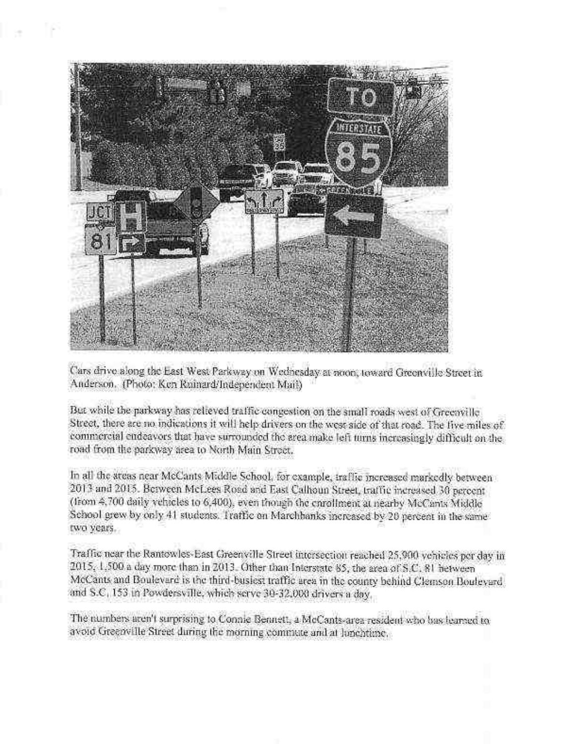Cars drive along the East West Parkway on Wednesday at noon, toward Greenville Street in Anderson. (Photo: Ken Ruinard/Independent Mail)

But while the parkway has relieved traffic congestion on the small roads west of Greenville Street, there are no indications it will help drivers on the west side of that road. The five miles of commercial endeavors that have surrounded the area make left turns increasingly difficult on the road from the parkway area to North Main Street.

In all the areas near McCants Middle School, for example, traffic increased markedly between 2013 and 2015. Between McLees Road and East Calhoun Street, traffic increased 30 percent (from 4,700 daily vehicles to 6,400), even though the enrollment at nearby McCants Middle School grew by only 41 students. Traffic on Marchbanks increased by 20 percent in the same two years.

Traffic near the Rantowles-East Greenville Street intersection reached 25,900 vehicles per day in 2015, 1,500 a day more than in 2013. Other than Interstate 85, the area of S.C. 81 between McCants and Boulevard is the third-busiest traffic area in the county behind Clemson Boulevard and S.C. 153 in Powdersville, which serve 30-32,000 drivers a day.

The numbers aren't surprising to Connie Bennett, a McCants-area resident who has learned to avoid Greenville Street during the morning commute and at lunchtime.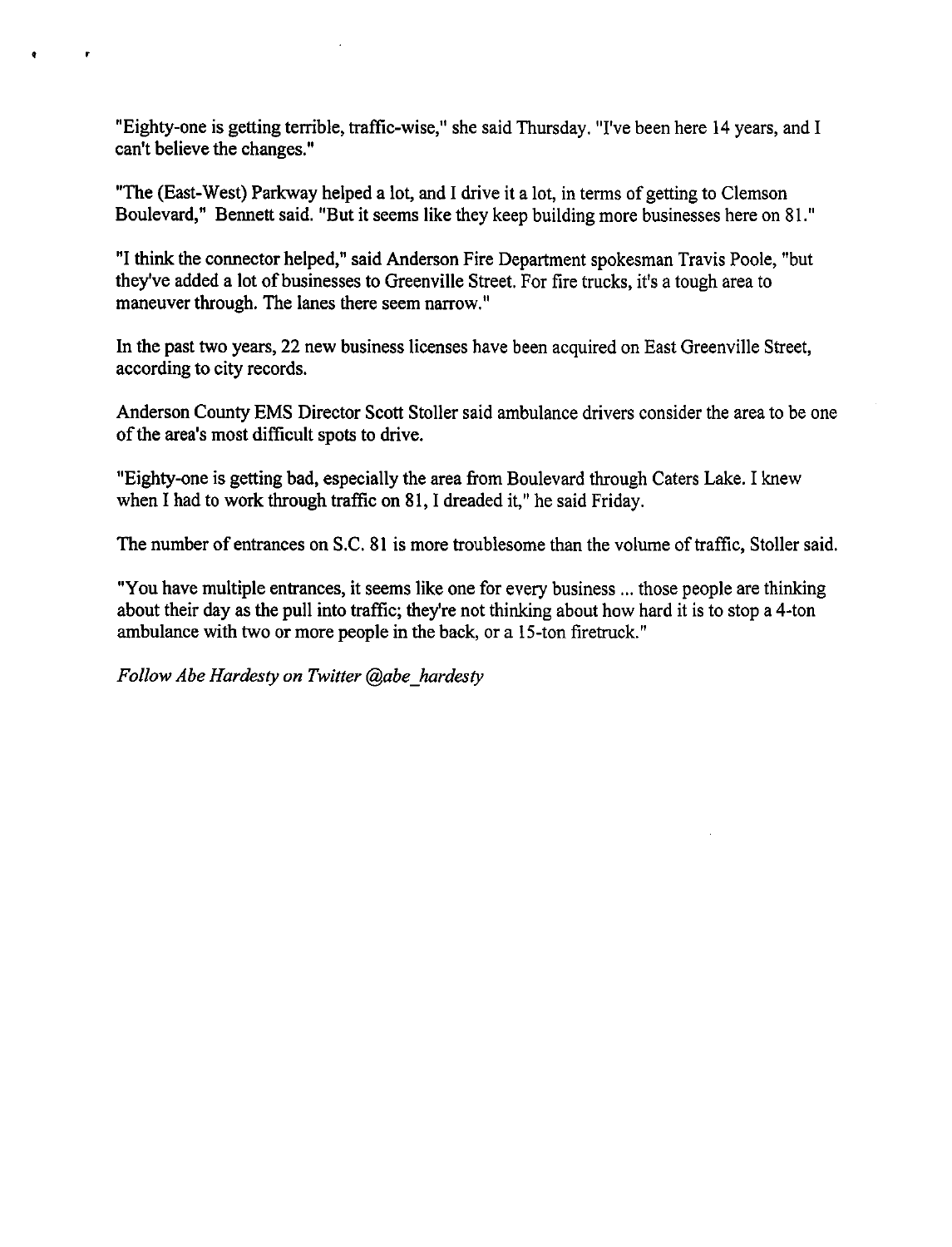"Eighty-one is getting terrible, traffic-wise," she said Thursday. "I've been here 14 years, and I can't believe the changes."

"The (East-West) Parkway helped a lot, and I drive it a lot, in terms of getting to Clemson Boulevard," Bennett said. "But it seems like they keep building more businesses here on 81."

"I think the connector helped," said Anderson Fire Department spokesman Travis Poole, "but they've added a lot of businesses to Greenville Street. For fire trucks, it's a tough area to maneuver through. The lanes there seem narrow."

In the past two years, 22 new business licenses have been acquired on East Greenville Street, according to city records.

Anderson County EMS Director Scott Stoller said ambulance drivers consider the area to be one of the area's most difficult spots to drive.

"Eighty-one is getting bad, especially the area from Boulevard through Caters Lake. I knew when I had to work through traffic on 81, I dreaded it," he said Friday.

The number of entrances on S.C. 81 is more troublesome than the volume of traffic, Stoller said.

"You have multiple entrances, it seems like one for every business ... those people are thinking about their day as the pull into traffic; they're not thinking about how hard it is to stop a 4-ton ambulance with two or more people in the back, or a 15-ton firetruck."

*Follow Abe Hardesty on Twitter @abe_hardesty*